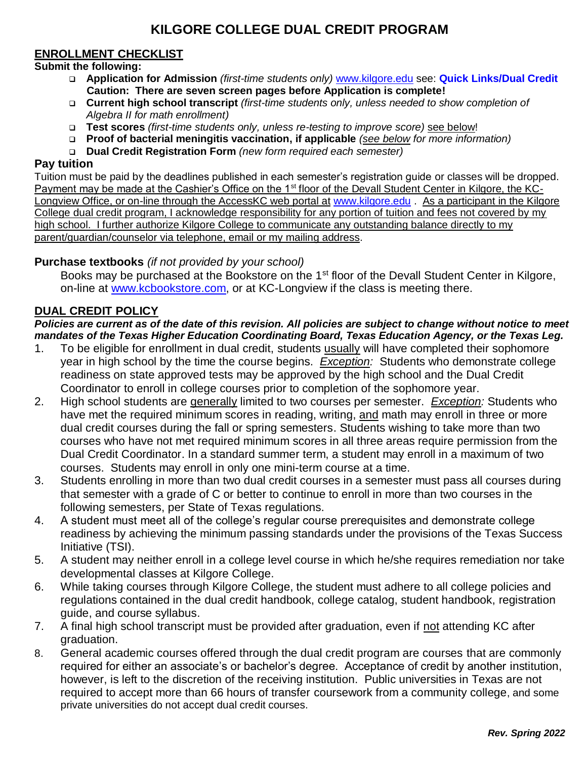# KILGORE COLLEGE DUAL CREDIT PROGRAM

## ENROLLMENT CHECKLIST

**Submit the following:**

- **Application for Admission** *(first-time students only)* www.kilgore.edu see: **Quick Links/Dual Credit**
  **Caution: There are seven screen pages before Application is complete!**
- **Current high school transcript** *(first-time students only, unless needed to show completion of Algebra II for math enrollment)*
- **Test scores** *(first-time students only, unless re-testing to improve score)* see below!
- **Proof of bacterial meningitis vaccination, if applicable** *(see below for more information)*
- **Dual Credit Registration Form** *(new form required each semester)*

### Pay tuition

Tuition must be paid by the deadlines published in each semester's registration guide or classes will be dropped. Payment may be made at the Cashier's Office on the 1st floor of the Devall Student Center in Kilgore, the KC-Longview Office, or on-line through the AccessKC web portal at www.kilgore.edu . As a participant in the Kilgore College dual credit program, I acknowledge responsibility for any portion of tuition and fees not covered by my high school. I further authorize Kilgore College to communicate any outstanding balance directly to my parent/guardian/counselor via telephone, email or my mailing address.

### Purchase textbooks *(if not provided by your school)*

Books may be purchased at the Bookstore on the 1st floor of the Devall Student Center in Kilgore, on-line at www.kcbookstore.com, or at KC-Longview if the class is meeting there.

## DUAL CREDIT POLICY

***Policies are current as of the date of this revision. All policies are subject to change without notice to meet mandates of the Texas Higher Education Coordinating Board, Texas Education Agency, or the Texas Leg.***

1. To be eligible for enrollment in dual credit, students usually will have completed their sophomore year in high school by the time the course begins. *Exception:* Students who demonstrate college readiness on state approved tests may be approved by the high school and the Dual Credit Coordinator to enroll in college courses prior to completion of the sophomore year.
2. High school students are generally limited to two courses per semester. *Exception:* Students who have met the required minimum scores in reading, writing, and math may enroll in three or more dual credit courses during the fall or spring semesters. Students wishing to take more than two courses who have not met required minimum scores in all three areas require permission from the Dual Credit Coordinator. In a standard summer term, a student may enroll in a maximum of two courses. Students may enroll in only one mini-term course at a time.
3. Students enrolling in more than two dual credit courses in a semester must pass all courses during that semester with a grade of C or better to continue to enroll in more than two courses in the following semesters, per State of Texas regulations.
4. A student must meet all of the college's regular course prerequisites and demonstrate college readiness by achieving the minimum passing standards under the provisions of the Texas Success Initiative (TSI).
5. A student may neither enroll in a college level course in which he/she requires remediation nor take developmental classes at Kilgore College.
6. While taking courses through Kilgore College, the student must adhere to all college policies and regulations contained in the dual credit handbook, college catalog, student handbook, registration guide, and course syllabus.
7. A final high school transcript must be provided after graduation, even if not attending KC after graduation.
8. General academic courses offered through the dual credit program are courses that are commonly required for either an associate's or bachelor's degree. Acceptance of credit by another institution, however, is left to the discretion of the receiving institution. Public universities in Texas are not required to accept more than 66 hours of transfer coursework from a community college, and some private universities do not accept dual credit courses.

***Rev. Spring 2022***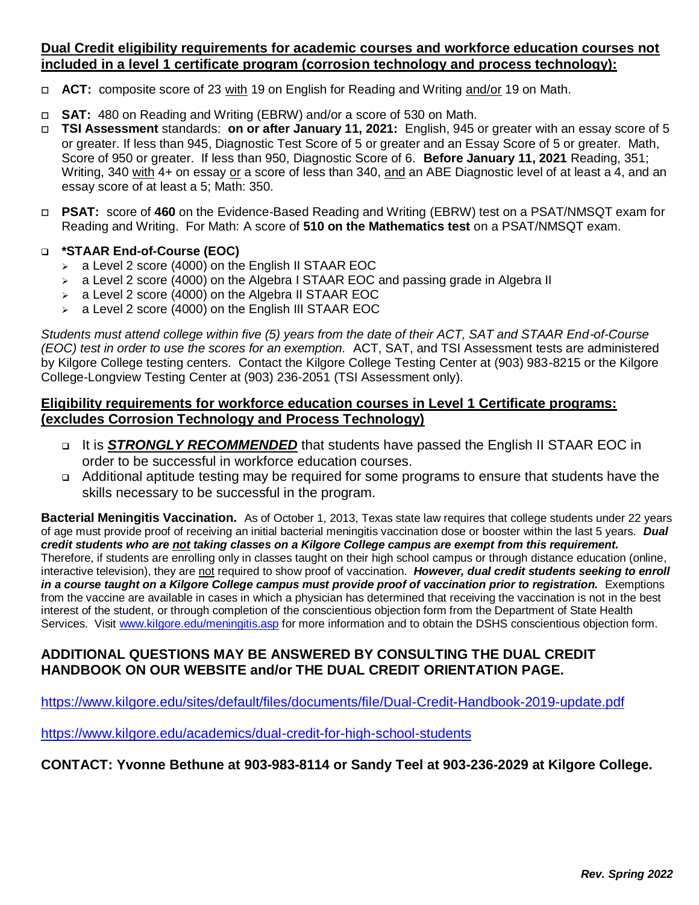**<u>Dual Credit eligibility requirements for academic courses and workforce education courses not included in a level 1 certificate program (corrosion technology and process technology):</u>**

- **ACT:** composite score of 23 <u>with</u> 19 on English for Reading and Writing <u>and/or</u> 19 on Math.
- **SAT:** 480 on Reading and Writing (EBRW) and/or a score of 530 on Math.
- **TSI Assessment** standards: **on or after January 11, 2021:** English, 945 or greater with an essay score of 5 or greater. If less than 945, Diagnostic Test Score of 5 or greater and an Essay Score of 5 or greater. Math, Score of 950 or greater. If less than 950, Diagnostic Score of 6. **Before January 11, 2021** Reading, 351; Writing, 340 <u>with</u> 4+ on essay <u>or</u> a score of less than 340, <u>and</u> an ABE Diagnostic level of at least a 4, and an essay score of at least a 5; Math: 350.
- **PSAT:** score of **460** on the Evidence-Based Reading and Writing (EBRW) test on a PSAT/NMSQT exam for Reading and Writing. For Math: A score of **510 on the Mathematics test** on a PSAT/NMSQT exam.
- ***STAAR End-of-Course (EOC)**
  - a Level 2 score (4000) on the English II STAAR EOC
  - a Level 2 score (4000) on the Algebra I STAAR EOC and passing grade in Algebra II
  - a Level 2 score (4000) on the Algebra II STAAR EOC
  - a Level 2 score (4000) on the English III STAAR EOC

*Students must attend college within five (5) years from the date of their ACT, SAT and STAAR End-of-Course (EOC) test in order to use the scores for an exemption.* ACT, SAT, and TSI Assessment tests are administered by Kilgore College testing centers. Contact the Kilgore College Testing Center at (903) 983-8215 or the Kilgore College-Longview Testing Center at (903) 236-2051 (TSI Assessment only).

**<u>Eligibility requirements for workforce education courses in Level 1 Certificate programs: (excludes Corrosion Technology and Process Technology)</u>**

- It is ***<u>STRONGLY RECOMMENDED</u>*** that students have passed the English II STAAR EOC in order to be successful in workforce education courses.
- Additional aptitude testing may be required for some programs to ensure that students have the skills necessary to be successful in the program.

**Bacterial Meningitis Vaccination.** As of October 1, 2013, Texas state law requires that college students under 22 years of age must provide proof of receiving an initial bacterial meningitis vaccination dose or booster within the last 5 years. ***Dual credit students who are <u>not</u> taking classes on a Kilgore College campus are exempt from this requirement.*** Therefore, if students are enrolling only in classes taught on their high school campus or through distance education (online, interactive television), they are <u>not</u> required to show proof of vaccination. ***However, dual credit students seeking to enroll in a course taught on a Kilgore College campus must provide proof of vaccination prior to registration.*** Exemptions from the vaccine are available in cases in which a physician has determined that receiving the vaccination is not in the best interest of the student, or through completion of the conscientious objection form from the Department of State Health Services. Visit www.kilgore.edu/meningitis.asp for more information and to obtain the DSHS conscientious objection form.

**ADDITIONAL QUESTIONS MAY BE ANSWERED BY CONSULTING THE DUAL CREDIT HANDBOOK ON OUR WEBSITE and/or THE DUAL CREDIT ORIENTATION PAGE.**

https://www.kilgore.edu/sites/default/files/documents/file/Dual-Credit-Handbook-2019-update.pdf

https://www.kilgore.edu/academics/dual-credit-for-high-school-students

**CONTACT: Yvonne Bethune at 903-983-8114 or Sandy Teel at 903-236-2029 at Kilgore College.**

***Rev. Spring 2022***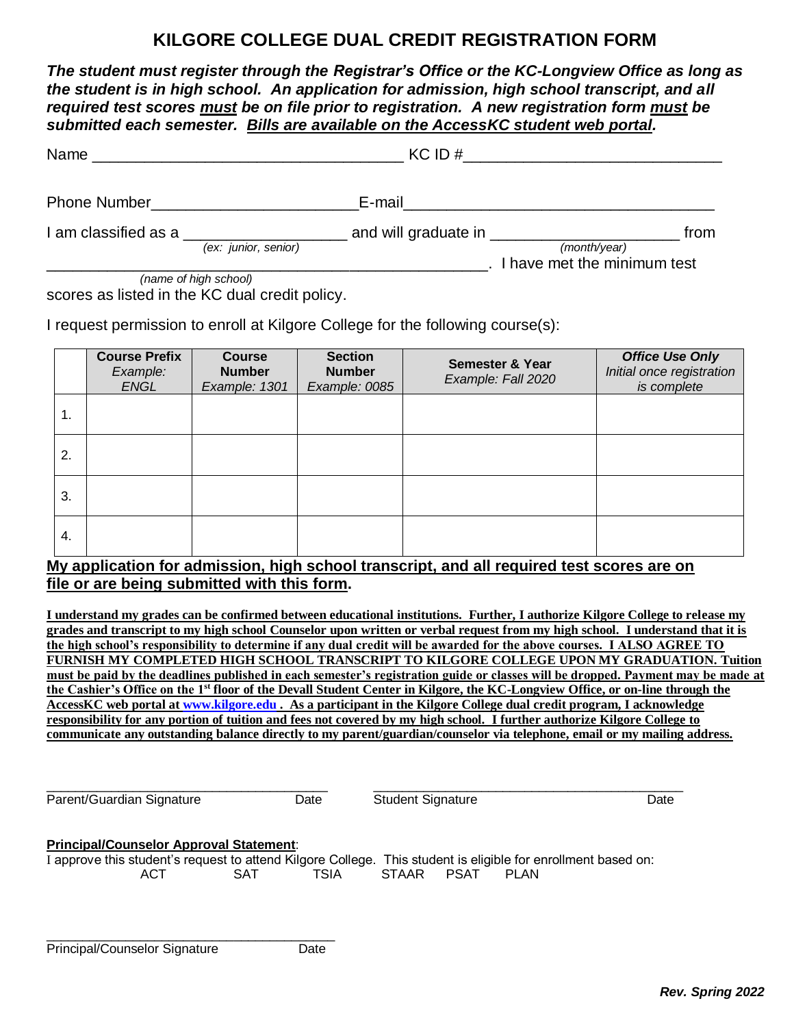# KILGORE COLLEGE DUAL CREDIT REGISTRATION FORM

***The student must register through the Registrar's Office or the KC-Longview Office as long as the student is in high school. An application for admission, high school transcript, and all required test scores must be on file prior to registration. A new registration form must be submitted each semester. Bills are available on the AccessKC student web portal.***

Name ____________________________________ KC ID #______________________________

Phone Number________________________E-mail____________________________________

I am classified as a ___________________ and will graduate in _____________________ from
*(ex: junior, senior)* *(month/year)*

____________________________________________________. I have met the minimum test
*(name of high school)*

scores as listed in the KC dual credit policy.

I request permission to enroll at Kilgore College for the following course(s):

| | **Course Prefix** *Example: ENGL* | **Course Number** *Example: 1301* | **Section Number** *Example: 0085* | **Semester & Year** *Example: Fall 2020* | ***Office Use Only*** *Initial once registration is complete* |
|---|---|---|---|---|---|
| 1. | | | | | |
| 2. | | | | | |
| 3. | | | | | |
| 4. | | | | | |

**My application for admission, high school transcript, and all required test scores are on file or are being submitted with this form.**

**I understand my grades can be confirmed between educational institutions. Further, I authorize Kilgore College to release my grades and transcript to my high school Counselor upon written or verbal request from my high school. I understand that it is the high school's responsibility to determine if any dual credit will be awarded for the above courses. I ALSO AGREE TO FURNISH MY COMPLETED HIGH SCHOOL TRANSCRIPT TO KILGORE COLLEGE UPON MY GRADUATION. Tuition must be paid by the deadlines published in each semester's registration guide or classes will be dropped. Payment may be made at the Cashier's Office on the 1st floor of the Devall Student Center in Kilgore, the KC-Longview Office, or on-line through the AccessKC web portal at www.kilgore.edu . As a participant in the Kilgore College dual credit program, I acknowledge responsibility for any portion of tuition and fees not covered by my high school. I further authorize Kilgore College to communicate any outstanding balance directly to my parent/guardian/counselor via telephone, email or my mailing address.**

______________________________________ ________________________________________

Parent/Guardian Signature Date Student Signature Date

**Principal/Counselor Approval Statement**:

I approve this student's request to attend Kilgore College. This student is eligible for enrollment based on:

ACT SAT TSIA STAAR PSAT PLAN

______________________________________

Principal/Counselor Signature Date

***Rev. Spring 2022***